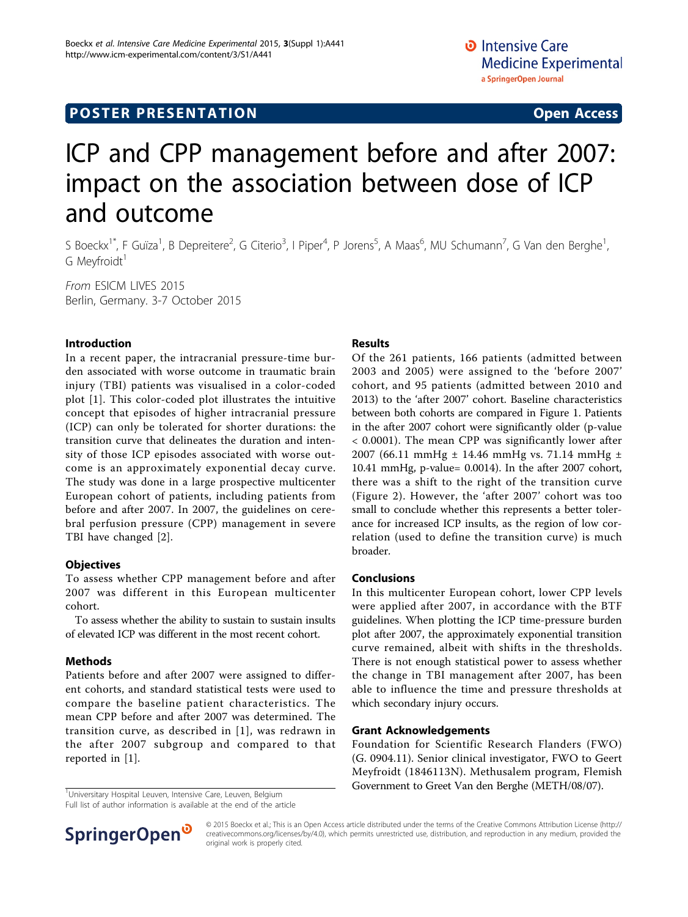POSTER PRESENTATION | Open Access

# ICP and CPP management before and after 2007: impact on the association between dose of ICP and outcome

S Boeckx[1*], F Guïza[1], B Depreitere[2], G Citerio[3], I Piper[4], P Jorens[5], A Maas[6], MU Schumann[7], G Van den Berghe[1], G Meyfroidt[1]

*From* ESICM LIVES 2015
Berlin, Germany. 3-7 October 2015

## Introduction

In a recent paper, the intracranial pressure-time burden associated with worse outcome in traumatic brain injury (TBI) patients was visualised in a color-coded plot [1]. This color-coded plot illustrates the intuitive concept that episodes of higher intracranial pressure (ICP) can only be tolerated for shorter durations: the transition curve that delineates the duration and intensity of those ICP episodes associated with worse outcome is an approximately exponential decay curve. The study was done in a large prospective multicenter European cohort of patients, including patients from before and after 2007. In 2007, the guidelines on cerebral perfusion pressure (CPP) management in severe TBI have changed [2].

## Objectives

To assess whether CPP management before and after 2007 was different in this European multicenter cohort.

To assess whether the ability to sustain to sustain insults of elevated ICP was different in the most recent cohort.

## Methods

Patients before and after 2007 were assigned to different cohorts, and standard statistical tests were used to compare the baseline patient characteristics. The mean CPP before and after 2007 was determined. The transition curve, as described in [1], was redrawn in the after 2007 subgroup and compared to that reported in [1].

## Results

Of the 261 patients, 166 patients (admitted between 2003 and 2005) were assigned to the 'before 2007' cohort, and 95 patients (admitted between 2010 and 2013) to the 'after 2007' cohort. Baseline characteristics between both cohorts are compared in Figure 1. Patients in the after 2007 cohort were significantly older (p-value $< 0.0001$). The mean CPP was significantly lower after 2007 (66.11 mmHg ± 14.46 mmHg vs. 71.14 mmHg ± 10.41 mmHg, p-value= 0.0014). In the after 2007 cohort, there was a shift to the right of the transition curve (Figure 2). However, the 'after 2007' cohort was too small to conclude whether this represents a better tolerance for increased ICP insults, as the region of low correlation (used to define the transition curve) is much broader.

## Conclusions

In this multicenter European cohort, lower CPP levels were applied after 2007, in accordance with the BTF guidelines. When plotting the ICP time-pressure burden plot after 2007, the approximately exponential transition curve remained, albeit with shifts in the thresholds. There is not enough statistical power to assess whether the change in TBI management after 2007, has been able to influence the time and pressure thresholds at which secondary injury occurs.

## Grant Acknowledgements

Foundation for Scientific Research Flanders (FWO) (G. 0904.11). Senior clinical investigator, FWO to Geert Meyfroidt (1846113N). Methusalem program, Flemish Government to Greet Van den Berghe (METH/08/07).

[1]University Hospital Leuven, Intensive Care, Leuven, Belgium
Full list of author information is available at the end of the article

© 2015 Boeckx et al.; This is an Open Access article distributed under the terms of the Creative Commons Attribution License (http://creativecommons.org/licenses/by/4.0), which permits unrestricted use, distribution, and reproduction in any medium, provided the original work is properly cited.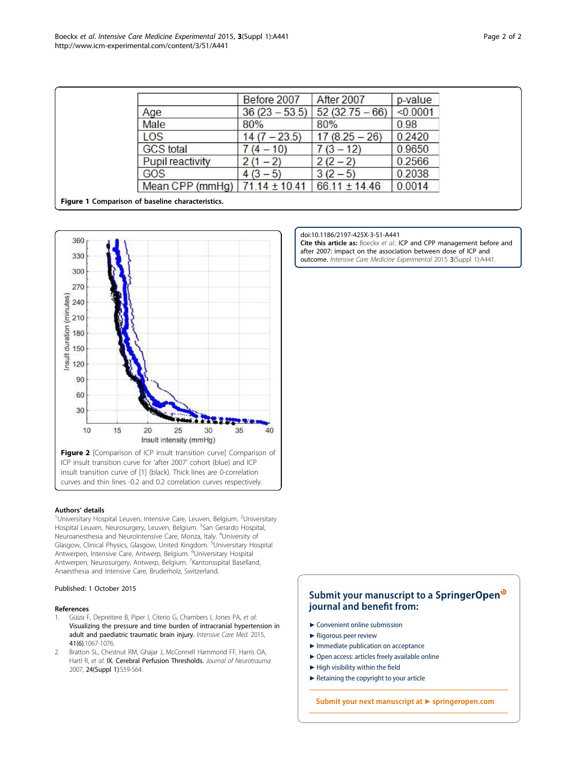| | Before 2007 | After 2007 | p-value |
|---|---|---|---|
| Age | 36 (23 – 53.5) | 52 (32.75 – 66) | <0.0001 |
| Male | 80% | 80% | 0.98 |
| LOS | 14 (7 – 23.5) | 17 (8.25 – 26) | 0.2420 |
| GCS total | 7 (4 – 10) | 7 (3 – 12) | 0.9650 |
| Pupil reactivity | 2 (1 – 2) | 2 (2 – 2) | 0.2566 |
| GOS | 4 (3 – 5) | 3 (2 – 5) | 0.2038 |
| Mean CPP (mmHg) | 71.14 ± 10.41 | 66.11 ± 14.46 | 0.0014 |

**Figure 1** Comparison of baseline characteristics.

Insult duration (minutes)

360
330
300
270
240
210
180
150
120
90
60
30

10 15 20 25 30 35 40

Insult intensity (mmHg)

**Figure 2** [Comparison of ICP insult transition curve] Comparison of ICP insult transition curve for 'after 2007' cohort (blue) and ICP insult transition curve of [1] (black). Thick lines are 0-correlation curves and thin lines -0.2 and 0.2 correlation curves respectively.

doi:10.1186/2197-425X-3-S1-A441

**Cite this article as:** Boeckx *et al.*: ICP and CPP management before and after 2007: impact on the association between dose of ICP and outcome. *Intensive Care Medicine Experimental* 2015 **3**(Suppl 1):A441.

#### Authors' details

[1]University Hospital Leuven, Intensive Care, Leuven, Belgium. [2]University Hospital Leuven, Neurosurgery, Leuven, Belgium. [3]San Gerardo Hospital, Neuroanesthesia and NeuroIntensive Care, Monza, Italy. [4]University of Glasgow, Clinical Physics, Glasgow, United Kingdom. [5]University Hospital Antwerpen, Intensive Care, Antwerp, Belgium. [6]University Hospital Antwerpen, Neurosurgery, Antwerp, Belgium. [7]Kantonsspital Baselland, Anaesthesia and Intensive Care, Bruderholz, Switzerland.

Published: 1 October 2015

#### References

1. Güiza F, Depreitere B, Piper I, Citerio G, Chambers I, Jones PA, *et al*: **Visualizing the pressure and time burden of intracranial hypertension in adult and paediatric traumatic brain injury.** *Intensive Care Med.* 2015, **41(6)**:1067-1076.
2. Bratton SL, Chestnut RM, Ghajar J, McConnell Hammond FF, Harris OA, Hartl R, *et al*: **IX. Cerebral Perfusion Thresholds.** *Journal of Neurotrauma* 2007, **24(Suppl 1)**:S59-S64.

**Submit your manuscript to a SpringerOpen journal and benefit from:**

- ► Convenient online submission
- ► Rigorous peer review
- ► Immediate publication on acceptance
- ► Open access: articles freely available online
- ► High visibility within the field
- ► Retaining the copyright to your article

**Submit your next manuscript at ► springeropen.com**